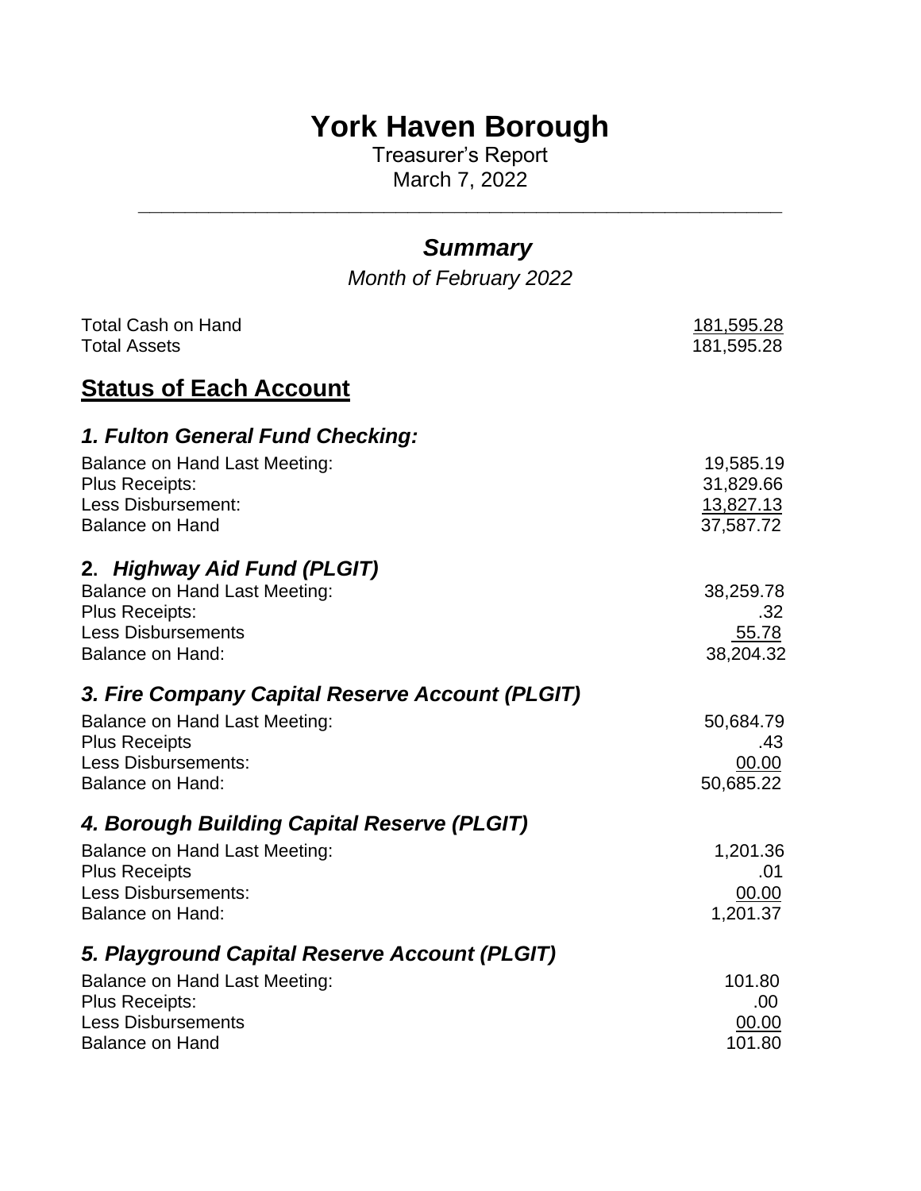# York Haven Borough

Treasurer's Report
March 7, 2022

---

## *Summary*

*Month of February 2022*

| | |
|---|---|
| Total Cash on Hand | 181,595.28 |
| Total Assets | 181,595.28 |

## Status of Each Account

### *1. Fulton General Fund Checking:*

| | |
|---|---|
| Balance on Hand Last Meeting: | 19,585.19 |
| Plus Receipts: | 31,829.66 |
| Less Disbursement: | 13,827.13 |
| Balance on Hand | 37,587.72 |

### 2. *Highway Aid Fund (PLGIT)*

| | |
|---|---|
| Balance on Hand Last Meeting: | 38,259.78 |
| Plus Receipts: | .32 |
| Less Disbursements | 55.78 |
| Balance on Hand: | 38,204.32 |

### *3. Fire Company Capital Reserve Account (PLGIT)*

| | |
|---|---|
| Balance on Hand Last Meeting: | 50,684.79 |
| Plus Receipts | .43 |
| Less Disbursements: | 00.00 |
| Balance on Hand: | 50,685.22 |

### *4. Borough Building Capital Reserve (PLGIT)*

| | |
|---|---|
| Balance on Hand Last Meeting: | 1,201.36 |
| Plus Receipts | .01 |
| Less Disbursements: | 00.00 |
| Balance on Hand: | 1,201.37 |

### *5. Playground Capital Reserve Account (PLGIT)*

| | |
|---|---|
| Balance on Hand Last Meeting: | 101.80 |
| Plus Receipts: | .00 |
| Less Disbursements | 00.00 |
| Balance on Hand | 101.80 |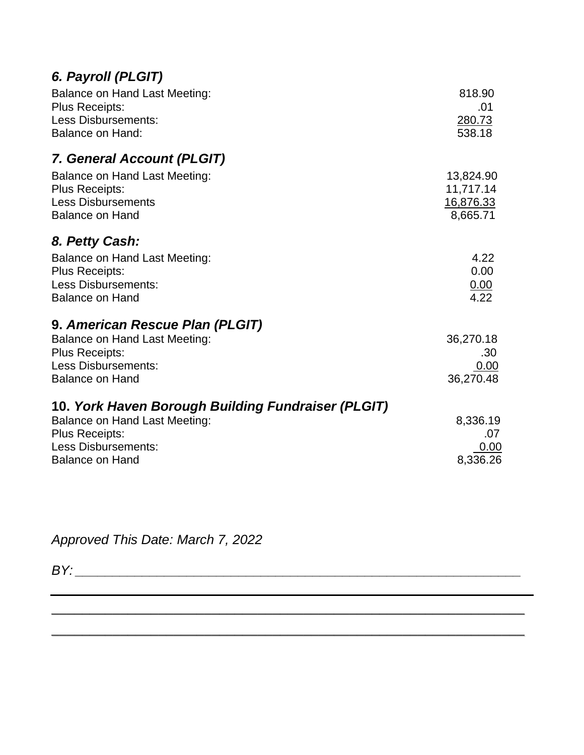### *6. Payroll (PLGIT)*

| | |
|---|---|
| Balance on Hand Last Meeting: | 818.90 |
| Plus Receipts: | .01 |
| Less Disbursements: | 280.73 |
| Balance on Hand: | 538.18 |

### *7. General Account (PLGIT)*

| | |
|---|---|
| Balance on Hand Last Meeting: | 13,824.90 |
| Plus Receipts: | 11,717.14 |
| Less Disbursements | 16,876.33 |
| Balance on Hand | 8,665.71 |

### *8. Petty Cash:*

| | |
|---|---|
| Balance on Hand Last Meeting: | 4.22 |
| Plus Receipts: | 0.00 |
| Less Disbursements: | 0.00 |
| Balance on Hand | 4.22 |

### 9. *American Rescue Plan (PLGIT)*

| | |
|---|---|
| Balance on Hand Last Meeting: | 36,270.18 |
| Plus Receipts: | .30 |
| Less Disbursements: | 0.00 |
| Balance on Hand | 36,270.48 |

### 10. *York Haven Borough Building Fundraiser (PLGIT)*

| | |
|---|---|
| Balance on Hand Last Meeting: | 8,336.19 |
| Plus Receipts: | .07 |
| Less Disbursements: | 0.00 |
| Balance on Hand | 8,336.26 |

*Approved This Date: March 7, 2022*

*BY:* ____________________________________________________________

______________________________________________________________

______________________________________________________________

______________________________________________________________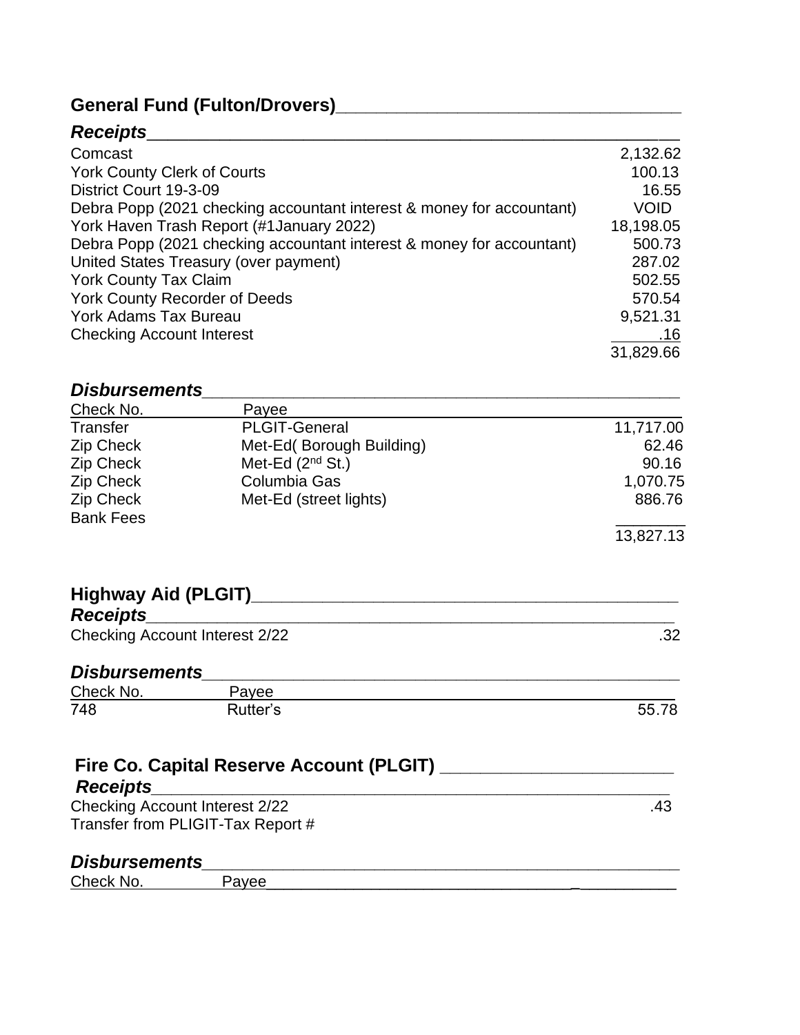## General Fund (Fulton/Drovers)

### *Receipts*

| | |
|---|---|
| Comcast | 2,132.62 |
| York County Clerk of Courts | 100.13 |
| District Court 19-3-09 | 16.55 |
| Debra Popp (2021 checking accountant interest & money for accountant) | VOID |
| York Haven Trash Report (#1January 2022) | 18,198.05 |
| Debra Popp (2021 checking accountant interest & money for accountant) | 500.73 |
| United States Treasury (over payment) | 287.02 |
| York County Tax Claim | 502.55 |
| York County Recorder of Deeds | 570.54 |
| York Adams Tax Bureau | 9,521.31 |
| Checking Account Interest | .16 |
| | 31,829.66 |

### *Disbursements*

| Check No. | Payee | |
|---|---|---|
| Transfer | PLGIT-General | 11,717.00 |
| Zip Check | Met-Ed( Borough Building) | 62.46 |
| Zip Check | Met-Ed (2nd St.) | 90.16 |
| Zip Check | Columbia Gas | 1,070.75 |
| Zip Check | Met-Ed (street lights) | 886.76 |
| Bank Fees | | |
| | | 13,827.13 |

## Highway Aid (PLGIT)

### *Receipts*

| | |
|---|---|
| Checking Account Interest 2/22 | .32 |

### *Disbursements*

| Check No. | Payee | |
|---|---|---|
| 748 | Rutter's | 55.78 |

## Fire Co. Capital Reserve Account (PLGIT)

### *Receipts*

| | |
|---|---|
| Checking Account Interest 2/22 | .43 |
| Transfer from PLIGIT-Tax Report # | |

### *Disbursements*

| Check No. | Payee | |
|---|---|---|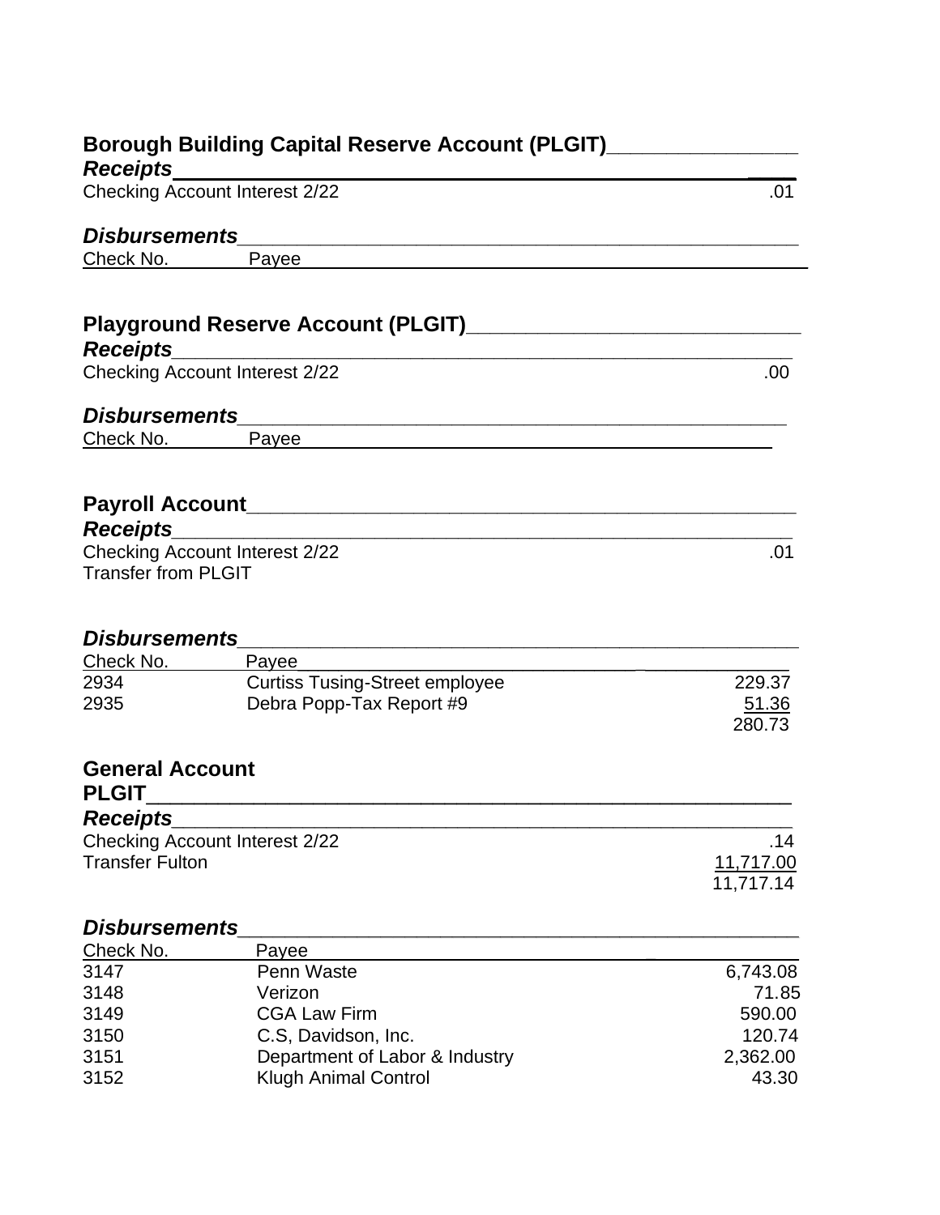## Borough Building Capital Reserve Account (PLGIT)

***Receipts***

| | |
|---|---|
| Checking Account Interest 2/22 | .01 |

***Disbursements***

| Check No. | Payee | |
|---|---|---|

## Playground Reserve Account (PLGIT)

***Receipts***

| | |
|---|---|
| Checking Account Interest 2/22 | .00 |

***Disbursements***

| Check No. | Payee | |
|---|---|---|

## Payroll Account

***Receipts***

| | |
|---|---|
| Checking Account Interest 2/22 | .01 |
| Transfer from PLGIT | |

***Disbursements***

| Check No. | Payee | |
|---|---|---|
| 2934 | Curtiss Tusing-Street employee | 229.37 |
| 2935 | Debra Popp-Tax Report #9 | 51.36 |
| | | 280.73 |

## General Account PLGIT

***Receipts***

| | |
|---|---|
| Checking Account Interest 2/22 | .14 |
| Transfer Fulton | 11,717.00 |
| | 11,717.14 |

***Disbursements***

| Check No. | Payee | |
|---|---|---|
| 3147 | Penn Waste | 6,743.08 |
| 3148 | Verizon | 71.85 |
| 3149 | CGA Law Firm | 590.00 |
| 3150 | C.S, Davidson, Inc. | 120.74 |
| 3151 | Department of Labor & Industry | 2,362.00 |
| 3152 | Klugh Animal Control | 43.30 |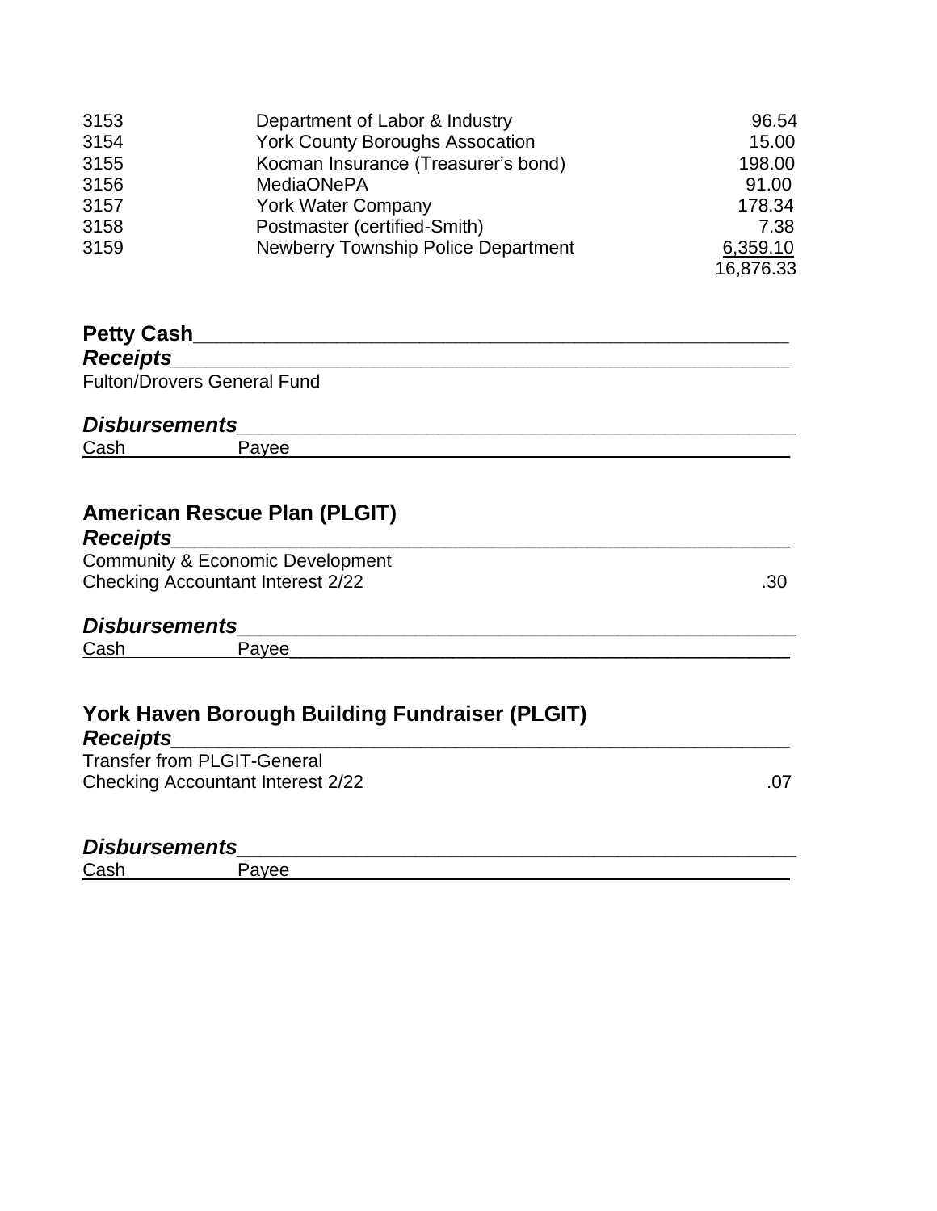| | | |
|---|---|---|
| 3153 | Department of Labor & Industry | 96.54 |
| 3154 | York County Boroughs Assocation | 15.00 |
| 3155 | Kocman Insurance (Treasurer's bond) | 198.00 |
| 3156 | MediaONePA | 91.00 |
| 3157 | York Water Company | 178.34 |
| 3158 | Postmaster (certified-Smith) | 7.38 |
| 3159 | Newberry Township Police Department | 6,359.10 |
| | | 16,876.33 |

## Petty Cash

***Receipts***

Fulton/Drovers General Fund

***Disbursements***

Cash Payee

## American Rescue Plan (PLGIT)

***Receipts***

Community & Economic Development

Checking Accountant Interest 2/22 .30

***Disbursements***

Cash Payee

## York Haven Borough Building Fundraiser (PLGIT)

***Receipts***

Transfer from PLGIT-General

Checking Accountant Interest 2/22 .07

***Disbursements***

Cash Payee